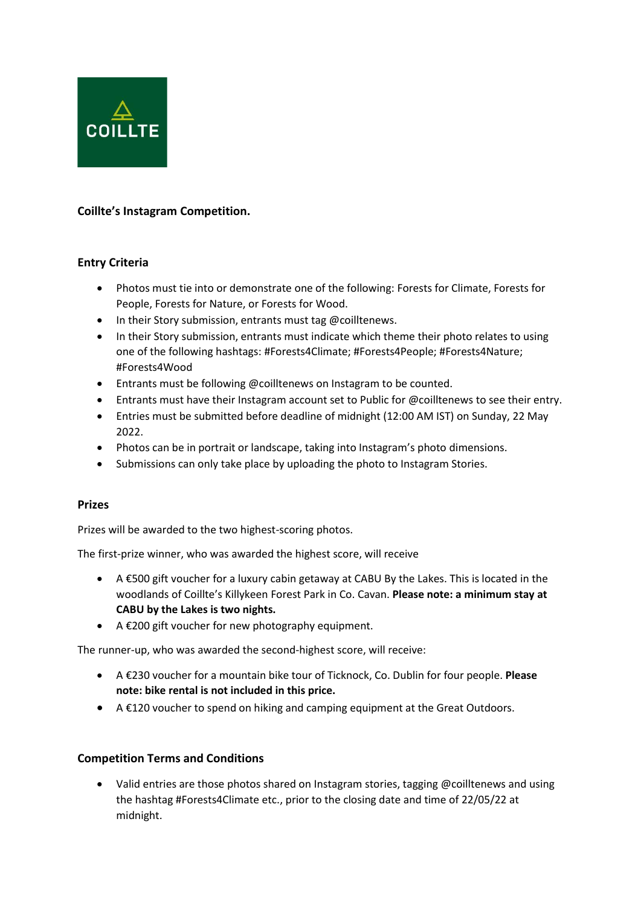COILLTE

**Coillte's Instagram Competition.**

## Entry Criteria

- Photos must tie into or demonstrate one of the following: Forests for Climate, Forests for People, Forests for Nature, or Forests for Wood.
- In their Story submission, entrants must tag @coilltenews.
- In their Story submission, entrants must indicate which theme their photo relates to using one of the following hashtags: #Forests4Climate; #Forests4People; #Forests4Nature; #Forests4Wood
- Entrants must be following @coilltenews on Instagram to be counted.
- Entrants must have their Instagram account set to Public for @coilltenews to see their entry.
- Entries must be submitted before deadline of midnight (12:00 AM IST) on Sunday, 22 May 2022.
- Photos can be in portrait or landscape, taking into Instagram's photo dimensions.
- Submissions can only take place by uploading the photo to Instagram Stories.

## Prizes

Prizes will be awarded to the two highest-scoring photos.

The first-prize winner, who was awarded the highest score, will receive

- A €500 gift voucher for a luxury cabin getaway at CABU By the Lakes. This is located in the woodlands of Coillte's Killykeen Forest Park in Co. Cavan. **Please note: a minimum stay at CABU by the Lakes is two nights.**
- A €200 gift voucher for new photography equipment.

The runner-up, who was awarded the second-highest score, will receive:

- A €230 voucher for a mountain bike tour of Ticknock, Co. Dublin for four people. **Please note: bike rental is not included in this price.**
- A €120 voucher to spend on hiking and camping equipment at the Great Outdoors.

## Competition Terms and Conditions

- Valid entries are those photos shared on Instagram stories, tagging @coilltenews and using the hashtag #Forests4Climate etc., prior to the closing date and time of 22/05/22 at midnight.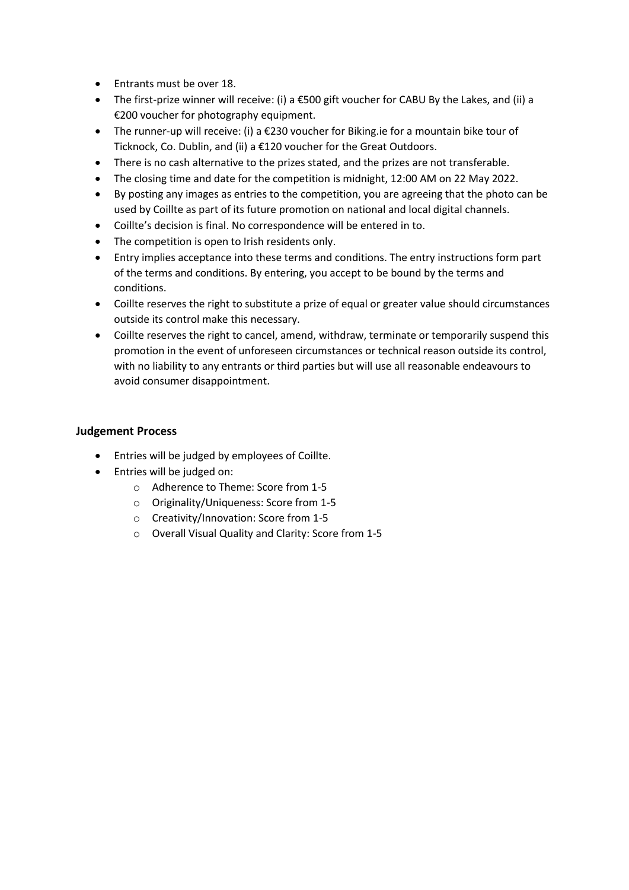- Entrants must be over 18.
- The first-prize winner will receive: (i) a €500 gift voucher for CABU By the Lakes, and (ii) a €200 voucher for photography equipment.
- The runner-up will receive: (i) a €230 voucher for Biking.ie for a mountain bike tour of Ticknock, Co. Dublin, and (ii) a €120 voucher for the Great Outdoors.
- There is no cash alternative to the prizes stated, and the prizes are not transferable.
- The closing time and date for the competition is midnight, 12:00 AM on 22 May 2022.
- By posting any images as entries to the competition, you are agreeing that the photo can be used by Coillte as part of its future promotion on national and local digital channels.
- Coillte's decision is final. No correspondence will be entered in to.
- The competition is open to Irish residents only.
- Entry implies acceptance into these terms and conditions. The entry instructions form part of the terms and conditions. By entering, you accept to be bound by the terms and conditions.
- Coillte reserves the right to substitute a prize of equal or greater value should circumstances outside its control make this necessary.
- Coillte reserves the right to cancel, amend, withdraw, terminate or temporarily suspend this promotion in the event of unforeseen circumstances or technical reason outside its control, with no liability to any entrants or third parties but will use all reasonable endeavours to avoid consumer disappointment.

**Judgement Process**

- Entries will be judged by employees of Coillte.
- Entries will be judged on:
  - Adherence to Theme: Score from 1-5
  - Originality/Uniqueness: Score from 1-5
  - Creativity/Innovation: Score from 1-5
  - Overall Visual Quality and Clarity: Score from 1-5